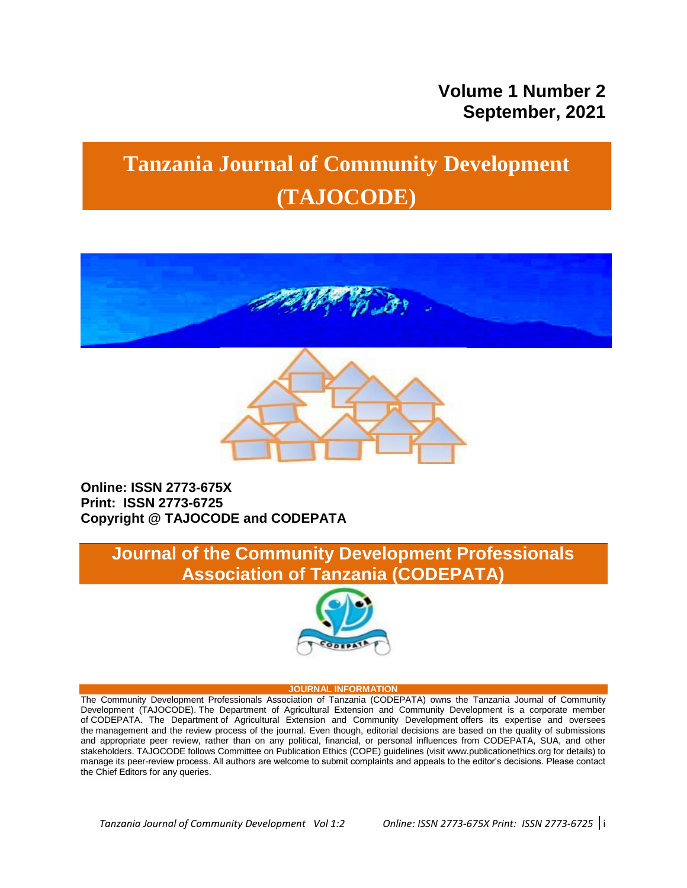**Volume 1 Number 2**
**September, 2021**

# Tanzania Journal of Community Development (TAJOCODE)

**Online: ISSN 2773-675X**
**Print: ISSN 2773-6725**
**Copyright @ TAJOCODE and CODEPATA**

## Journal of the Community Development Professionals Association of Tanzania (CODEPATA)

**JOURNAL INFORMATION**

The Community Development Professionals Association of Tanzania (CODEPATA) owns the Tanzania Journal of Community Development (TAJOCODE). The Department of Agricultural Extension and Community Development is a corporate member of CODEPATA. The Department of Agricultural Extension and Community Development offers its expertise and oversees the management and the review process of the journal. Even though, editorial decisions are based on the quality of submissions and appropriate peer review, rather than on any political, financial, or personal influences from CODEPATA, SUA, and other stakeholders. TAJOCODE follows Committee on Publication Ethics (COPE) guidelines (visit www.publicationethics.org for details) to manage its peer-review process. All authors are welcome to submit complaints and appeals to the editor's decisions. Please contact the Chief Editors for any queries.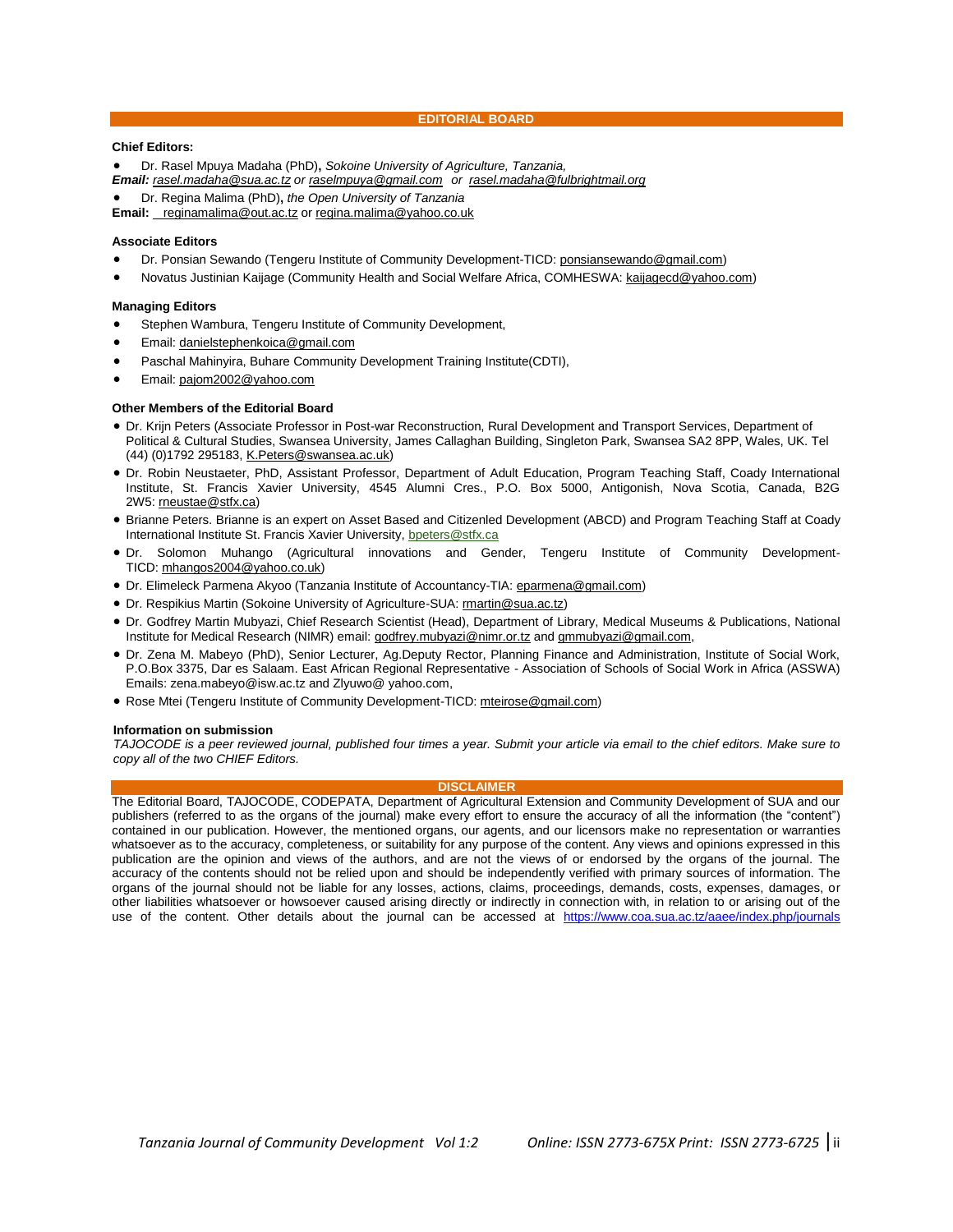## EDITORIAL BOARD

**Chief Editors:**

- Dr. Rasel Mpuya Madaha (PhD)**,** *Sokoine University of Agriculture, Tanzania,*

***Email:*** *rasel.madaha@sua.ac.tz or raselmpuya@gmail.com or rasel.madaha@fulbrightmail.org*

- Dr. Regina Malima (PhD)**,** *the Open University of Tanzania*

**Email:** reginamalima@out.ac.tz or regina.malima@yahoo.co.uk

**Associate Editors**

- Dr. Ponsian Sewando (Tengeru Institute of Community Development-TICD: ponsiansewando@gmail.com)
- Novatus Justinian Kaijage (Community Health and Social Welfare Africa, COMHESWA: kaijagecd@yahoo.com)

**Managing Editors**

- Stephen Wambura, Tengeru Institute of Community Development,
- Email: danielstephenkoica@gmail.com
- Paschal Mahinyira, Buhare Community Development Training Institute(CDTI),
- Email: pajom2002@yahoo.com

**Other Members of the Editorial Board**

- Dr. Krijn Peters (Associate Professor in Post-war Reconstruction, Rural Development and Transport Services, Department of Political & Cultural Studies, Swansea University, James Callaghan Building, Singleton Park, Swansea SA2 8PP, Wales, UK. Tel (44) (0)1792 295183, K.Peters@swansea.ac.uk)
- Dr. Robin Neustaeter, PhD, Assistant Professor, Department of Adult Education, Program Teaching Staff, Coady International Institute, St. Francis Xavier University, 4545 Alumni Cres., P.O. Box 5000, Antigonish, Nova Scotia, Canada, B2G 2W5: rneustae@stfx.ca)
- Brianne Peters. Brianne is an expert on Asset Based and Citizenled Development (ABCD) and Program Teaching Staff at Coady International Institute St. Francis Xavier University, bpeters@stfx.ca
- Dr. Solomon Muhango (Agricultural innovations and Gender, Tengeru Institute of Community Development-TICD: mhangos2004@yahoo.co.uk)
- Dr. Elimeleck Parmena Akyoo (Tanzania Institute of Accountancy-TIA: eparmena@gmail.com)
- Dr. Respikius Martin (Sokoine University of Agriculture-SUA: rmartin@sua.ac.tz)
- Dr. Godfrey Martin Mubyazi, Chief Research Scientist (Head), Department of Library, Medical Museums & Publications, National Institute for Medical Research (NIMR) email: godfrey.mubyazi@nimr.or.tz and gmmubyazi@gmail.com,
- Dr. Zena M. Mabeyo (PhD), Senior Lecturer, Ag.Deputy Rector, Planning Finance and Administration, Institute of Social Work, P.O.Box 3375, Dar es Salaam. East African Regional Representative - Association of Schools of Social Work in Africa (ASSWA) Emails: zena.mabeyo@isw.ac.tz and Zlyuwo@ yahoo.com,
- Rose Mtei (Tengeru Institute of Community Development-TICD: mteirose@gmail.com)

**Information on submission**

*TAJOCODE is a peer reviewed journal, published four times a year. Submit your article via email to the chief editors. Make sure to copy all of the two CHIEF Editors.*

## DISCLAIMER

The Editorial Board, TAJOCODE, CODEPATA, Department of Agricultural Extension and Community Development of SUA and our publishers (referred to as the organs of the journal) make every effort to ensure the accuracy of all the information (the "content") contained in our publication. However, the mentioned organs, our agents, and our licensors make no representation or warranties whatsoever as to the accuracy, completeness, or suitability for any purpose of the content. Any views and opinions expressed in this publication are the opinion and views of the authors, and are not the views of or endorsed by the organs of the journal. The accuracy of the contents should not be relied upon and should be independently verified with primary sources of information. The organs of the journal should not be liable for any losses, actions, claims, proceedings, demands, costs, expenses, damages, or other liabilities whatsoever or howsoever caused arising directly or indirectly in connection with, in relation to or arising out of the use of the content. Other details about the journal can be accessed at https://www.coa.sua.ac.tz/aaee/index.php/journals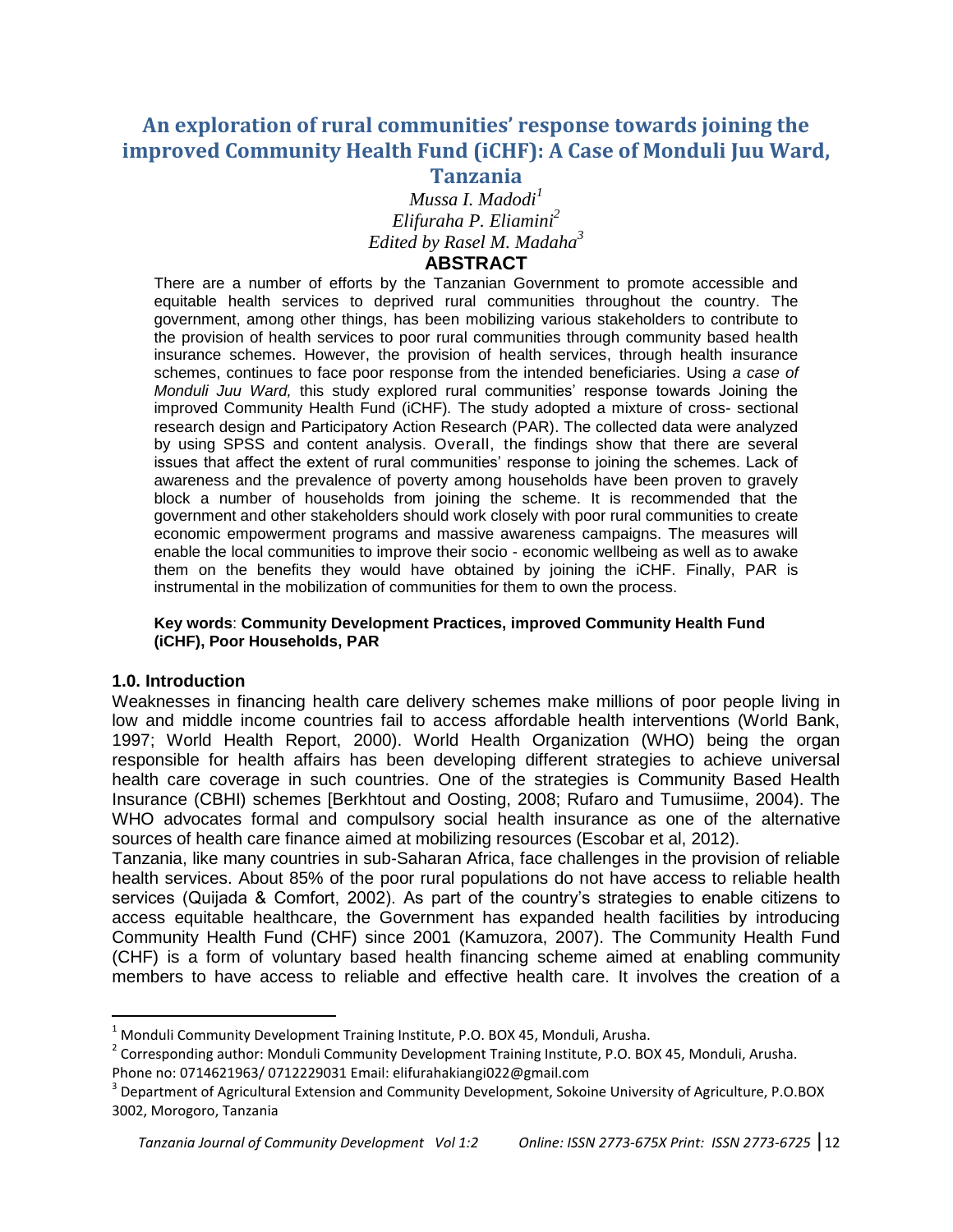# An exploration of rural communities' response towards joining the improved Community Health Fund (iCHF): A Case of Monduli Juu Ward, Tanzania

*Mussa I. Madodi*[1]

*Elifuraha P. Eliamini*[2]

*Edited by Rasel M. Madaha*[3]

## ABSTRACT

There are a number of efforts by the Tanzanian Government to promote accessible and equitable health services to deprived rural communities throughout the country. The government, among other things, has been mobilizing various stakeholders to contribute to the provision of health services to poor rural communities through community based health insurance schemes. However, the provision of health services, through health insurance schemes, continues to face poor response from the intended beneficiaries. Using *a case of Monduli Juu Ward,* this study explored rural communities' response towards Joining the improved Community Health Fund (iCHF). The study adopted a mixture of cross- sectional research design and Participatory Action Research (PAR). The collected data were analyzed by using SPSS and content analysis. Overall, the findings show that there are several issues that affect the extent of rural communities' response to joining the schemes. Lack of awareness and the prevalence of poverty among households have been proven to gravely block a number of households from joining the scheme. It is recommended that the government and other stakeholders should work closely with poor rural communities to create economic empowerment programs and massive awareness campaigns. The measures will enable the local communities to improve their socio - economic wellbeing as well as to awake them on the benefits they would have obtained by joining the iCHF. Finally, PAR is instrumental in the mobilization of communities for them to own the process.

**Key words**: **Community Development Practices, improved Community Health Fund (iCHF), Poor Households, PAR**

## 1.0. Introduction

Weaknesses in financing health care delivery schemes make millions of poor people living in low and middle income countries fail to access affordable health interventions (World Bank, 1997; World Health Report, 2000). World Health Organization (WHO) being the organ responsible for health affairs has been developing different strategies to achieve universal health care coverage in such countries. One of the strategies is Community Based Health Insurance (CBHI) schemes [Berkhtout and Oosting, 2008; Rufaro and Tumusiime, 2004). The WHO advocates formal and compulsory social health insurance as one of the alternative sources of health care finance aimed at mobilizing resources (Escobar et al, 2012).

Tanzania, like many countries in sub-Saharan Africa, face challenges in the provision of reliable health services. About 85% of the poor rural populations do not have access to reliable health services (Quijada & Comfort, 2002). As part of the country's strategies to enable citizens to access equitable healthcare, the Government has expanded health facilities by introducing Community Health Fund (CHF) since 2001 (Kamuzora, 2007). The Community Health Fund (CHF) is a form of voluntary based health financing scheme aimed at enabling community members to have access to reliable and effective health care. It involves the creation of a

---

[1] Monduli Community Development Training Institute, P.O. BOX 45, Monduli, Arusha.

[2] Corresponding author: Monduli Community Development Training Institute, P.O. BOX 45, Monduli, Arusha. Phone no: 0714621963/ 0712229031 Email: elifurahakiangi022@gmail.com

[3] Department of Agricultural Extension and Community Development, Sokoine University of Agriculture, P.O.BOX 3002, Morogoro, Tanzania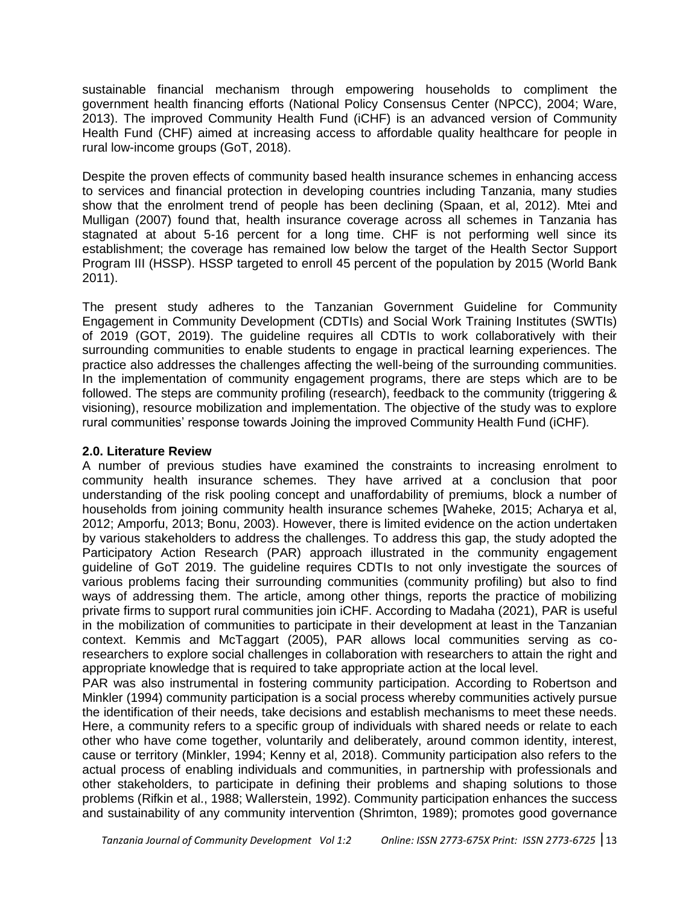sustainable financial mechanism through empowering households to compliment the government health financing efforts (National Policy Consensus Center (NPCC), 2004; Ware, 2013). The improved Community Health Fund (iCHF) is an advanced version of Community Health Fund (CHF) aimed at increasing access to affordable quality healthcare for people in rural low-income groups (GoT, 2018).

Despite the proven effects of community based health insurance schemes in enhancing access to services and financial protection in developing countries including Tanzania, many studies show that the enrolment trend of people has been declining (Spaan, et al, 2012). Mtei and Mulligan (2007) found that, health insurance coverage across all schemes in Tanzania has stagnated at about 5-16 percent for a long time. CHF is not performing well since its establishment; the coverage has remained low below the target of the Health Sector Support Program III (HSSP). HSSP targeted to enroll 45 percent of the population by 2015 (World Bank 2011).

The present study adheres to the Tanzanian Government Guideline for Community Engagement in Community Development (CDTIs) and Social Work Training Institutes (SWTIs) of 2019 (GOT, 2019). The guideline requires all CDTIs to work collaboratively with their surrounding communities to enable students to engage in practical learning experiences. The practice also addresses the challenges affecting the well-being of the surrounding communities. In the implementation of community engagement programs, there are steps which are to be followed. The steps are community profiling (research), feedback to the community (triggering & visioning), resource mobilization and implementation. The objective of the study was to explore rural communities' response towards Joining the improved Community Health Fund (iCHF).

## 2.0. Literature Review

A number of previous studies have examined the constraints to increasing enrolment to community health insurance schemes. They have arrived at a conclusion that poor understanding of the risk pooling concept and unaffordability of premiums, block a number of households from joining community health insurance schemes [Waheke, 2015; Acharya et al, 2012; Amporfu, 2013; Bonu, 2003). However, there is limited evidence on the action undertaken by various stakeholders to address the challenges. To address this gap, the study adopted the Participatory Action Research (PAR) approach illustrated in the community engagement guideline of GoT 2019. The guideline requires CDTIs to not only investigate the sources of various problems facing their surrounding communities (community profiling) but also to find ways of addressing them. The article, among other things, reports the practice of mobilizing private firms to support rural communities join iCHF. According to Madaha (2021), PAR is useful in the mobilization of communities to participate in their development at least in the Tanzanian context. Kemmis and McTaggart (2005), PAR allows local communities serving as co-researchers to explore social challenges in collaboration with researchers to attain the right and appropriate knowledge that is required to take appropriate action at the local level.

PAR was also instrumental in fostering community participation. According to Robertson and Minkler (1994) community participation is a social process whereby communities actively pursue the identification of their needs, take decisions and establish mechanisms to meet these needs. Here, a community refers to a specific group of individuals with shared needs or relate to each other who have come together, voluntarily and deliberately, around common identity, interest, cause or territory (Minkler, 1994; Kenny et al, 2018). Community participation also refers to the actual process of enabling individuals and communities, in partnership with professionals and other stakeholders, to participate in defining their problems and shaping solutions to those problems (Rifkin et al., 1988; Wallerstein, 1992). Community participation enhances the success and sustainability of any community intervention (Shrimton, 1989); promotes good governance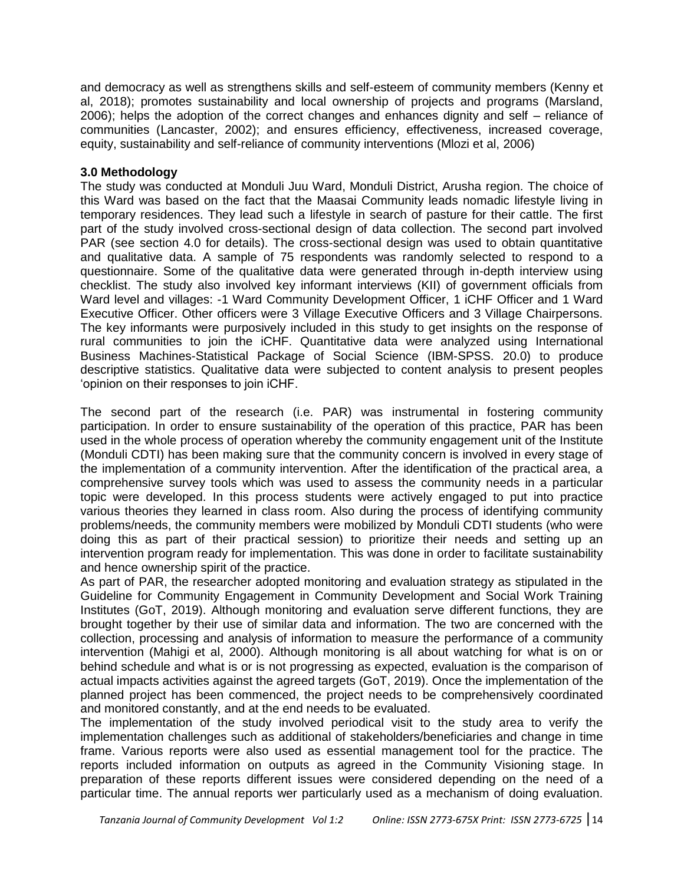and democracy as well as strengthens skills and self-esteem of community members (Kenny et al, 2018); promotes sustainability and local ownership of projects and programs (Marsland, 2006); helps the adoption of the correct changes and enhances dignity and self – reliance of communities (Lancaster, 2002); and ensures efficiency, effectiveness, increased coverage, equity, sustainability and self-reliance of community interventions (Mlozi et al, 2006)

### 3.0 Methodology

The study was conducted at Monduli Juu Ward, Monduli District, Arusha region. The choice of this Ward was based on the fact that the Maasai Community leads nomadic lifestyle living in temporary residences. They lead such a lifestyle in search of pasture for their cattle. The first part of the study involved cross-sectional design of data collection. The second part involved PAR (see section 4.0 for details). The cross-sectional design was used to obtain quantitative and qualitative data. A sample of 75 respondents was randomly selected to respond to a questionnaire. Some of the qualitative data were generated through in-depth interview using checklist. The study also involved key informant interviews (KII) of government officials from Ward level and villages: -1 Ward Community Development Officer, 1 iCHF Officer and 1 Ward Executive Officer. Other officers were 3 Village Executive Officers and 3 Village Chairpersons. The key informants were purposively included in this study to get insights on the response of rural communities to join the iCHF. Quantitative data were analyzed using International Business Machines-Statistical Package of Social Science (IBM-SPSS. 20.0) to produce descriptive statistics. Qualitative data were subjected to content analysis to present peoples 'opinion on their responses to join iCHF.

The second part of the research (i.e. PAR) was instrumental in fostering community participation. In order to ensure sustainability of the operation of this practice, PAR has been used in the whole process of operation whereby the community engagement unit of the Institute (Monduli CDTI) has been making sure that the community concern is involved in every stage of the implementation of a community intervention. After the identification of the practical area, a comprehensive survey tools which was used to assess the community needs in a particular topic were developed. In this process students were actively engaged to put into practice various theories they learned in class room. Also during the process of identifying community problems/needs, the community members were mobilized by Monduli CDTI students (who were doing this as part of their practical session) to prioritize their needs and setting up an intervention program ready for implementation. This was done in order to facilitate sustainability and hence ownership spirit of the practice.

As part of PAR, the researcher adopted monitoring and evaluation strategy as stipulated in the Guideline for Community Engagement in Community Development and Social Work Training Institutes (GoT, 2019). Although monitoring and evaluation serve different functions, they are brought together by their use of similar data and information. The two are concerned with the collection, processing and analysis of information to measure the performance of a community intervention (Mahigi et al, 2000). Although monitoring is all about watching for what is on or behind schedule and what is or is not progressing as expected, evaluation is the comparison of actual impacts activities against the agreed targets (GoT, 2019). Once the implementation of the planned project has been commenced, the project needs to be comprehensively coordinated and monitored constantly, and at the end needs to be evaluated.

The implementation of the study involved periodical visit to the study area to verify the implementation challenges such as additional of stakeholders/beneficiaries and change in time frame. Various reports were also used as essential management tool for the practice. The reports included information on outputs as agreed in the Community Visioning stage. In preparation of these reports different issues were considered depending on the need of a particular time. The annual reports wer particularly used as a mechanism of doing evaluation.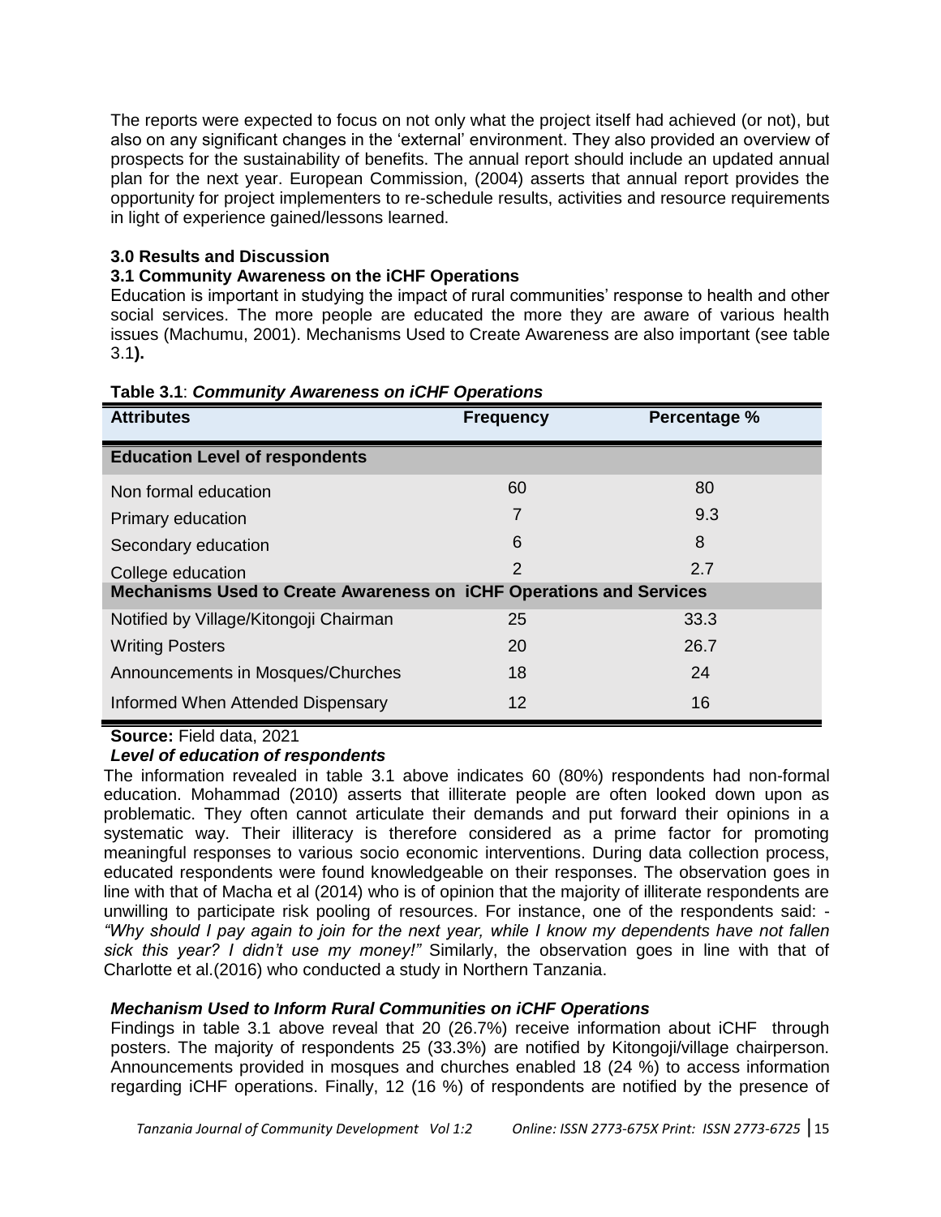The reports were expected to focus on not only what the project itself had achieved (or not), but also on any significant changes in the 'external' environment. They also provided an overview of prospects for the sustainability of benefits. The annual report should include an updated annual plan for the next year. European Commission, (2004) asserts that annual report provides the opportunity for project implementers to re-schedule results, activities and resource requirements in light of experience gained/lessons learned.

## 3.0 Results and Discussion

### 3.1 Community Awareness on the iCHF Operations

Education is important in studying the impact of rural communities' response to health and other social services. The more people are educated the more they are aware of various health issues (Machumu, 2001). Mechanisms Used to Create Awareness are also important (see table 3.1**).**

**Table 3.1**: ***Community Awareness on iCHF Operations***

| Attributes | Frequency | Percentage % |
|---|---|---|
| **Education Level of respondents** | | |
| Non formal education | 60 | 80 |
| Primary education | 7 | 9.3 |
| Secondary education | 6 | 8 |
| College education | 2 | 2.7 |
| **Mechanisms Used to Create Awareness on iCHF Operations and Services** | | |
| Notified by Village/Kitongoji Chairman | 25 | 33.3 |
| Writing Posters | 20 | 26.7 |
| Announcements in Mosques/Churches | 18 | 24 |
| Informed When Attended Dispensary | 12 | 16 |

**Source:** Field data, 2021

***Level of education of respondents***

The information revealed in table 3.1 above indicates 60 (80%) respondents had non-formal education. Mohammad (2010) asserts that illiterate people are often looked down upon as problematic. They often cannot articulate their demands and put forward their opinions in a systematic way. Their illiteracy is therefore considered as a prime factor for promoting meaningful responses to various socio economic interventions. During data collection process, educated respondents were found knowledgeable on their responses. The observation goes in line with that of Macha et al (2014) who is of opinion that the majority of illiterate respondents are unwilling to participate risk pooling of resources. For instance, one of the respondents said: - *"Why should I pay again to join for the next year, while I know my dependents have not fallen sick this year? I didn't use my money!"* Similarly, the observation goes in line with that of Charlotte et al.(2016) who conducted a study in Northern Tanzania.

***Mechanism Used to Inform Rural Communities on iCHF Operations***

Findings in table 3.1 above reveal that 20 (26.7%) receive information about iCHF through posters. The majority of respondents 25 (33.3%) are notified by Kitongoji/village chairperson. Announcements provided in mosques and churches enabled 18 (24 %) to access information regarding iCHF operations. Finally, 12 (16 %) of respondents are notified by the presence of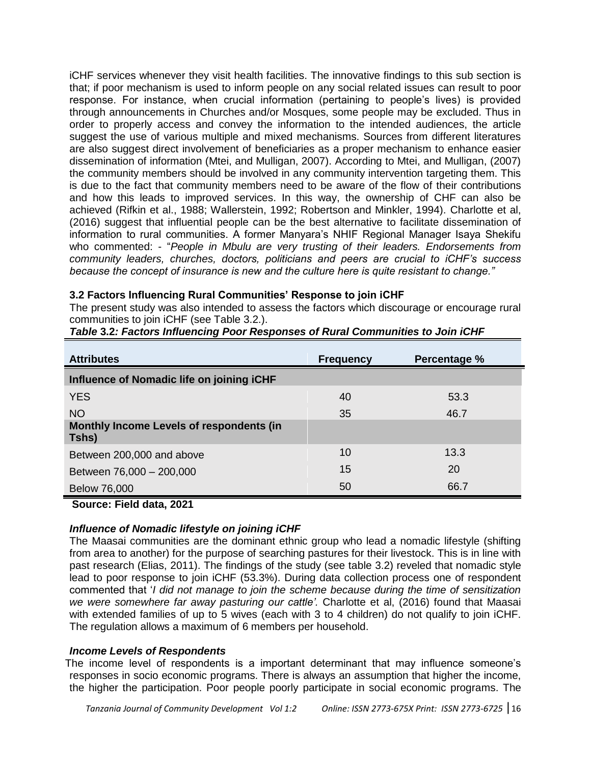iCHF services whenever they visit health facilities. The innovative findings to this sub section is that; if poor mechanism is used to inform people on any social related issues can result to poor response. For instance, when crucial information (pertaining to people's lives) is provided through announcements in Churches and/or Mosques, some people may be excluded. Thus in order to properly access and convey the information to the intended audiences, the article suggest the use of various multiple and mixed mechanisms. Sources from different literatures are also suggest direct involvement of beneficiaries as a proper mechanism to enhance easier dissemination of information (Mtei, and Mulligan, 2007). According to Mtei, and Mulligan, (2007) the community members should be involved in any community intervention targeting them. This is due to the fact that community members need to be aware of the flow of their contributions and how this leads to improved services. In this way, the ownership of CHF can also be achieved (Rifkin et al., 1988; Wallerstein, 1992; Robertson and Minkler, 1994). Charlotte et al, (2016) suggest that influential people can be the best alternative to facilitate dissemination of information to rural communities. A former Manyara's NHIF Regional Manager Isaya Shekifu who commented: - "*People in Mbulu are very trusting of their leaders. Endorsements from community leaders, churches, doctors, politicians and peers are crucial to iCHF's success because the concept of insurance is new and the culture here is quite resistant to change."*

### 3.2 Factors Influencing Rural Communities' Response to join iCHF

The present study was also intended to assess the factors which discourage or encourage rural communities to join iCHF (see Table 3.2.).

***Table* 3.2*: Factors Influencing Poor Responses of Rural Communities to Join iCHF***

| Attributes | Frequency | Percentage % |
|---|---|---|
| **Influence of Nomadic life on joining iCHF** | | |
| YES | 40 | 53.3 |
| NO | 35 | 46.7 |
| **Monthly Income Levels of respondents (in Tshs)** | | |
| Between 200,000 and above | 10 | 13.3 |
| Between 76,000 – 200,000 | 15 | 20 |
| Below 76,000 | 50 | 66.7 |

**Source: Field data, 2021**

#### *Influence of Nomadic lifestyle on joining iCHF*

The Maasai communities are the dominant ethnic group who lead a nomadic lifestyle (shifting from area to another) for the purpose of searching pastures for their livestock. This is in line with past research (Elias, 2011). The findings of the study (see table 3.2) reveled that nomadic style lead to poor response to join iCHF (53.3%). During data collection process one of respondent commented that '*I did not manage to join the scheme because during the time of sensitization we were somewhere far away pasturing our cattle'.* Charlotte et al, (2016) found that Maasai with extended families of up to 5 wives (each with 3 to 4 children) do not qualify to join iCHF. The regulation allows a maximum of 6 members per household.

#### *Income Levels of Respondents*

The income level of respondents is a important determinant that may influence someone's responses in socio economic programs. There is always an assumption that higher the income, the higher the participation. Poor people poorly participate in social economic programs. The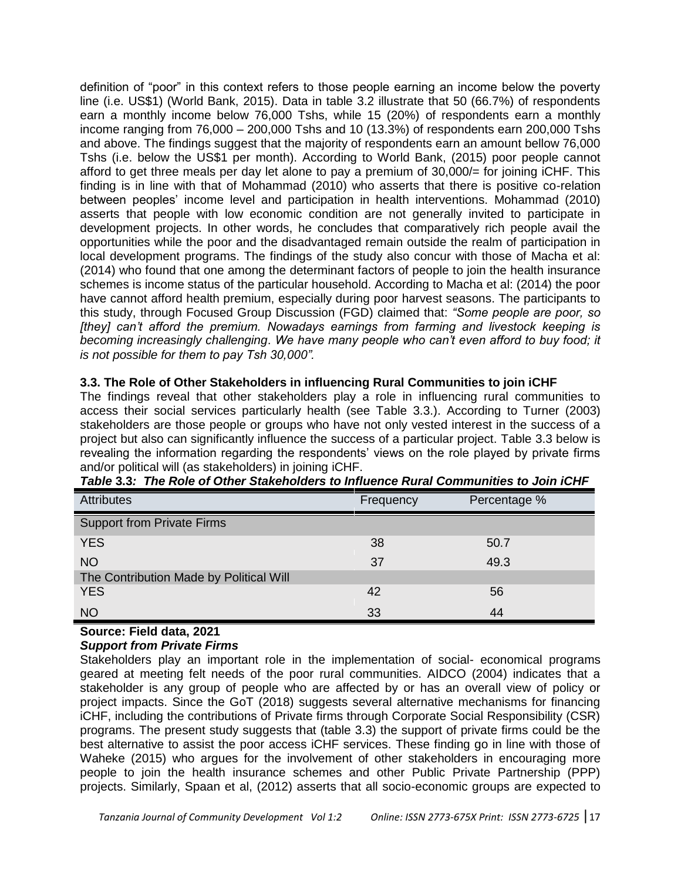definition of "poor" in this context refers to those people earning an income below the poverty line (i.e. US$1) (World Bank, 2015). Data in table 3.2 illustrate that 50 (66.7%) of respondents earn a monthly income below 76,000 Tshs, while 15 (20%) of respondents earn a monthly income ranging from 76,000 – 200,000 Tshs and 10 (13.3%) of respondents earn 200,000 Tshs and above. The findings suggest that the majority of respondents earn an amount bellow 76,000 Tshs (i.e. below the US$1 per month). According to World Bank, (2015) poor people cannot afford to get three meals per day let alone to pay a premium of 30,000/= for joining iCHF. This finding is in line with that of Mohammad (2010) who asserts that there is positive co-relation between peoples' income level and participation in health interventions. Mohammad (2010) asserts that people with low economic condition are not generally invited to participate in development projects. In other words, he concludes that comparatively rich people avail the opportunities while the poor and the disadvantaged remain outside the realm of participation in local development programs. The findings of the study also concur with those of Macha et al: (2014) who found that one among the determinant factors of people to join the health insurance schemes is income status of the particular household. According to Macha et al: (2014) the poor have cannot afford health premium, especially during poor harvest seasons. The participants to this study, through Focused Group Discussion (FGD) claimed that: *"Some people are poor, so [they] can't afford the premium. Nowadays earnings from farming and livestock keeping is becoming increasingly challenging. We have many people who can't even afford to buy food; it is not possible for them to pay Tsh 30,000".*

### 3.3. The Role of Other Stakeholders in influencing Rural Communities to join iCHF

The findings reveal that other stakeholders play a role in influencing rural communities to access their social services particularly health (see Table 3.3.). According to Turner (2003) stakeholders are those people or groups who have not only vested interest in the success of a project but also can significantly influence the success of a particular project. Table 3.3 below is revealing the information regarding the respondents' views on the role played by private firms and/or political will (as stakeholders) in joining iCHF.

***Table 3.3: The Role of Other Stakeholders to Influence Rural Communities to Join iCHF***

| Attributes | Frequency | Percentage % |
|---|---|---|
| Support from Private Firms | | |
| YES | 38 | 50.7 |
| NO | 37 | 49.3 |
| The Contribution Made by Political Will | | |
| YES | 42 | 56 |
| NO | 33 | 44 |

**Source: Field data, 2021**

***Support from Private Firms***

Stakeholders play an important role in the implementation of social- economical programs geared at meeting felt needs of the poor rural communities. AIDCO (2004) indicates that a stakeholder is any group of people who are affected by or has an overall view of policy or project impacts. Since the GoT (2018) suggests several alternative mechanisms for financing iCHF, including the contributions of Private firms through Corporate Social Responsibility (CSR) programs. The present study suggests that (table 3.3) the support of private firms could be the best alternative to assist the poor access iCHF services. These finding go in line with those of Waheke (2015) who argues for the involvement of other stakeholders in encouraging more people to join the health insurance schemes and other Public Private Partnership (PPP) projects. Similarly, Spaan et al, (2012) asserts that all socio-economic groups are expected to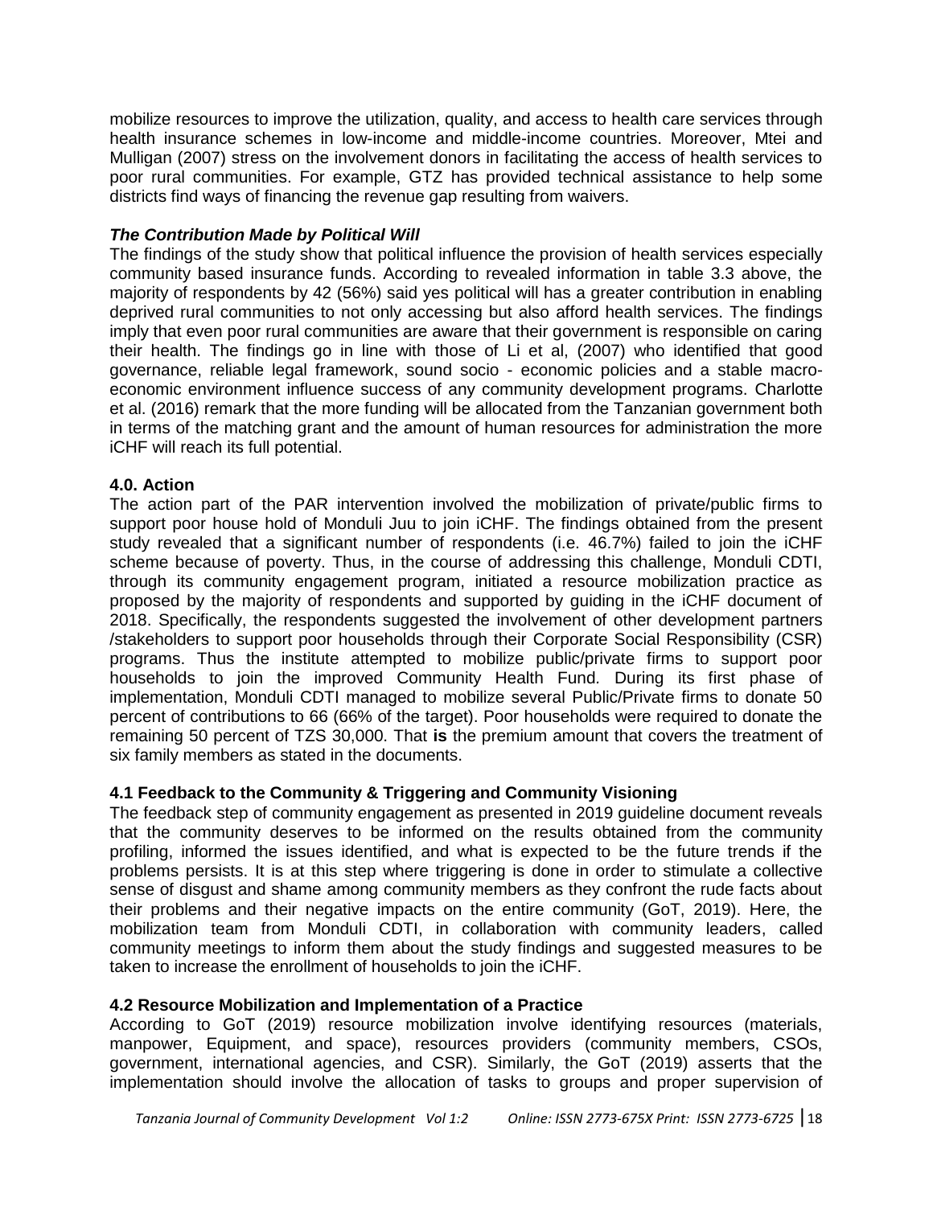mobilize resources to improve the utilization, quality, and access to health care services through health insurance schemes in low-income and middle-income countries. Moreover, Mtei and Mulligan (2007) stress on the involvement donors in facilitating the access of health services to poor rural communities. For example, GTZ has provided technical assistance to help some districts find ways of financing the revenue gap resulting from waivers.

### *The Contribution Made by Political Will*

The findings of the study show that political influence the provision of health services especially community based insurance funds. According to revealed information in table 3.3 above, the majority of respondents by 42 (56%) said yes political will has a greater contribution in enabling deprived rural communities to not only accessing but also afford health services. The findings imply that even poor rural communities are aware that their government is responsible on caring their health. The findings go in line with those of Li et al, (2007) who identified that good governance, reliable legal framework, sound socio - economic policies and a stable macro-economic environment influence success of any community development programs. Charlotte et al. (2016) remark that the more funding will be allocated from the Tanzanian government both in terms of the matching grant and the amount of human resources for administration the more iCHF will reach its full potential.

## 4.0. Action

The action part of the PAR intervention involved the mobilization of private/public firms to support poor house hold of Monduli Juu to join iCHF. The findings obtained from the present study revealed that a significant number of respondents (i.e. 46.7%) failed to join the iCHF scheme because of poverty. Thus, in the course of addressing this challenge, Monduli CDTI, through its community engagement program, initiated a resource mobilization practice as proposed by the majority of respondents and supported by guiding in the iCHF document of 2018. Specifically, the respondents suggested the involvement of other development partners /stakeholders to support poor households through their Corporate Social Responsibility (CSR) programs. Thus the institute attempted to mobilize public/private firms to support poor households to join the improved Community Health Fund. During its first phase of implementation, Monduli CDTI managed to mobilize several Public/Private firms to donate 50 percent of contributions to 66 (66% of the target). Poor households were required to donate the remaining 50 percent of TZS 30,000. That **is** the premium amount that covers the treatment of six family members as stated in the documents.

### 4.1 Feedback to the Community & Triggering and Community Visioning

The feedback step of community engagement as presented in 2019 guideline document reveals that the community deserves to be informed on the results obtained from the community profiling, informed the issues identified, and what is expected to be the future trends if the problems persists. It is at this step where triggering is done in order to stimulate a collective sense of disgust and shame among community members as they confront the rude facts about their problems and their negative impacts on the entire community (GoT, 2019). Here, the mobilization team from Monduli CDTI, in collaboration with community leaders, called community meetings to inform them about the study findings and suggested measures to be taken to increase the enrollment of households to join the iCHF.

### 4.2 Resource Mobilization and Implementation of a Practice

According to GoT (2019) resource mobilization involve identifying resources (materials, manpower, Equipment, and space), resources providers (community members, CSOs, government, international agencies, and CSR). Similarly, the GoT (2019) asserts that the implementation should involve the allocation of tasks to groups and proper supervision of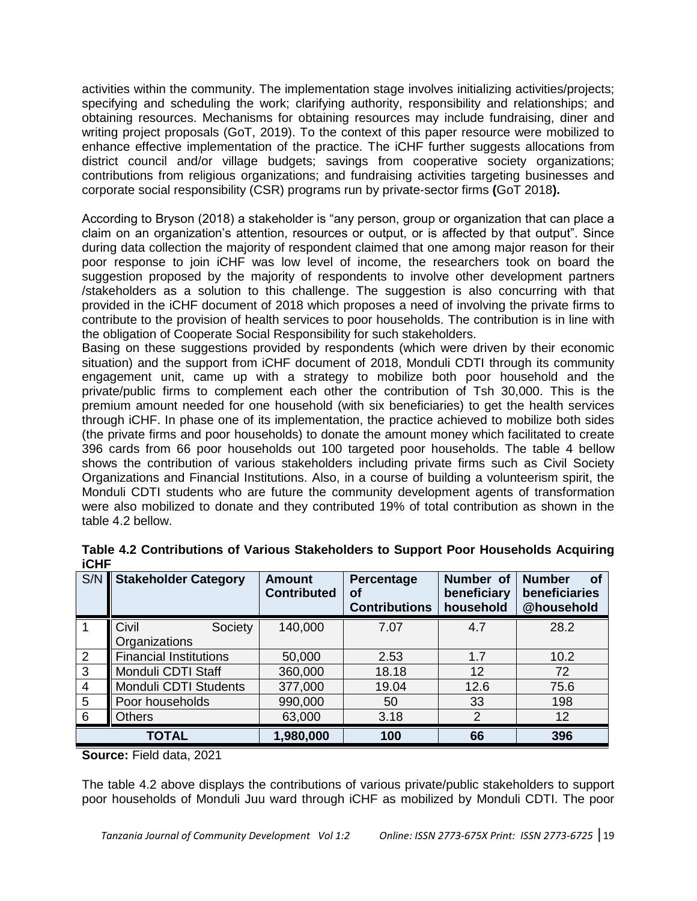activities within the community. The implementation stage involves initializing activities/projects; specifying and scheduling the work; clarifying authority, responsibility and relationships; and obtaining resources. Mechanisms for obtaining resources may include fundraising, diner and writing project proposals (GoT, 2019). To the context of this paper resource were mobilized to enhance effective implementation of the practice. The iCHF further suggests allocations from district council and/or village budgets; savings from cooperative society organizations; contributions from religious organizations; and fundraising activities targeting businesses and corporate social responsibility (CSR) programs run by private-sector firms **(**GoT 2018**).**

According to Bryson (2018) a stakeholder is "any person, group or organization that can place a claim on an organization's attention, resources or output, or is affected by that output". Since during data collection the majority of respondent claimed that one among major reason for their poor response to join iCHF was low level of income, the researchers took on board the suggestion proposed by the majority of respondents to involve other development partners /stakeholders as a solution to this challenge. The suggestion is also concurring with that provided in the iCHF document of 2018 which proposes a need of involving the private firms to contribute to the provision of health services to poor households. The contribution is in line with the obligation of Cooperate Social Responsibility for such stakeholders.

Basing on these suggestions provided by respondents (which were driven by their economic situation) and the support from iCHF document of 2018, Monduli CDTI through its community engagement unit, came up with a strategy to mobilize both poor household and the private/public firms to complement each other the contribution of Tsh 30,000. This is the premium amount needed for one household (with six beneficiaries) to get the health services through iCHF. In phase one of its implementation, the practice achieved to mobilize both sides (the private firms and poor households) to donate the amount money which facilitated to create 396 cards from 66 poor households out 100 targeted poor households. The table 4 bellow shows the contribution of various stakeholders including private firms such as Civil Society Organizations and Financial Institutions. Also, in a course of building a volunteerism spirit, the Monduli CDTI students who are future the community development agents of transformation were also mobilized to donate and they contributed 19% of total contribution as shown in the table 4.2 bellow.

**Table 4.2 Contributions of Various Stakeholders to Support Poor Households Acquiring iCHF**

| S/N | Stakeholder Category | Amount Contributed | Percentage of Contributions | Number of beneficiary household | Number of beneficiaries @household |
|---|---|---|---|---|---|
| 1 | Civil Society Organizations | 140,000 | 7.07 | 4.7 | 28.2 |
| 2 | Financial Institutions | 50,000 | 2.53 | 1.7 | 10.2 |
| 3 | Monduli CDTI Staff | 360,000 | 18.18 | 12 | 72 |
| 4 | Monduli CDTI Students | 377,000 | 19.04 | 12.6 | 75.6 |
| 5 | Poor households | 990,000 | 50 | 33 | 198 |
| 6 | Others | 63,000 | 3.18 | 2 | 12 |
| **TOTAL** | | **1,980,000** | **100** | **66** | **396** |

**Source:** Field data, 2021

The table 4.2 above displays the contributions of various private/public stakeholders to support poor households of Monduli Juu ward through iCHF as mobilized by Monduli CDTI. The poor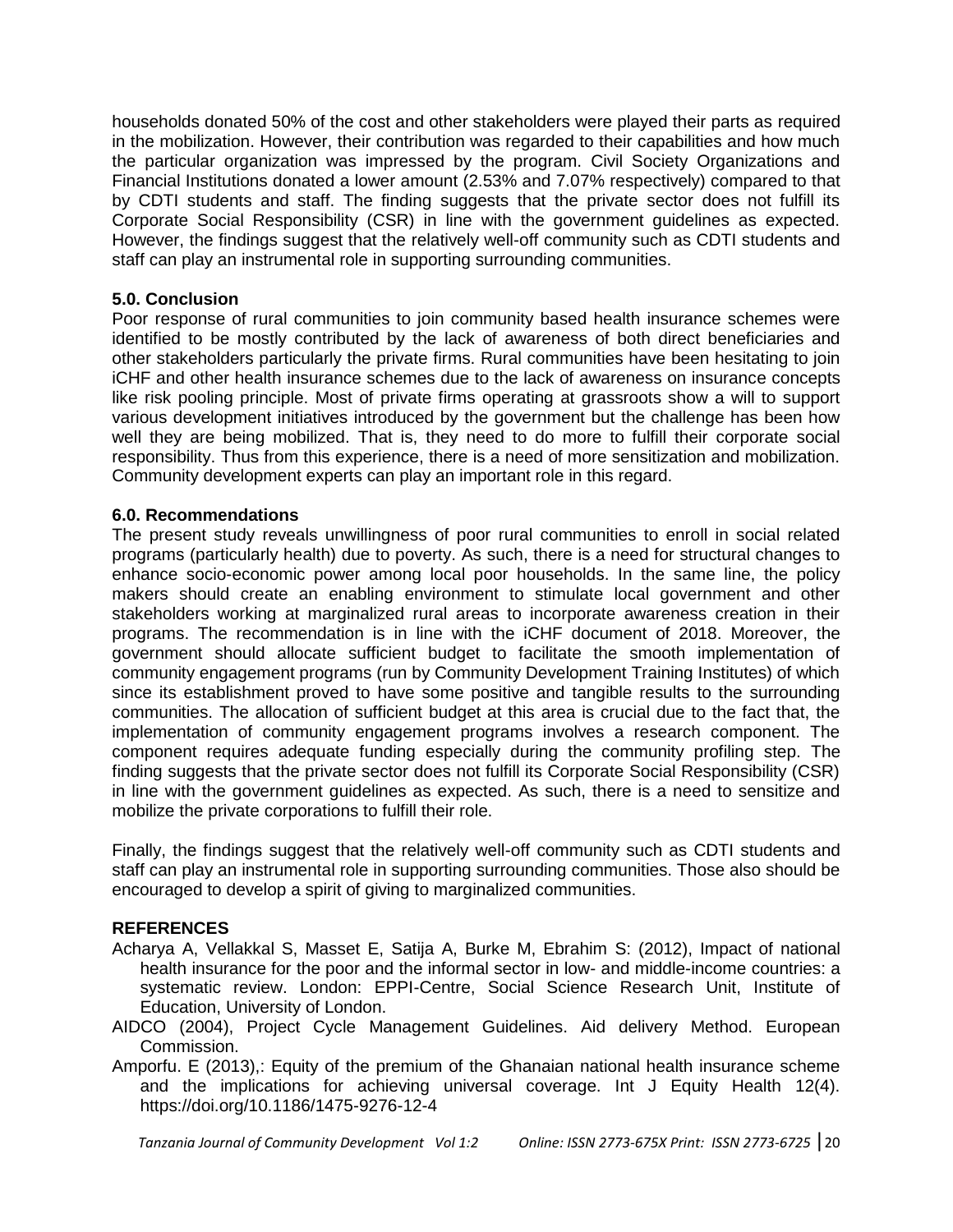households donated 50% of the cost and other stakeholders were played their parts as required in the mobilization. However, their contribution was regarded to their capabilities and how much the particular organization was impressed by the program. Civil Society Organizations and Financial Institutions donated a lower amount (2.53% and 7.07% respectively) compared to that by CDTI students and staff. The finding suggests that the private sector does not fulfill its Corporate Social Responsibility (CSR) in line with the government guidelines as expected. However, the findings suggest that the relatively well-off community such as CDTI students and staff can play an instrumental role in supporting surrounding communities.

## 5.0. Conclusion

Poor response of rural communities to join community based health insurance schemes were identified to be mostly contributed by the lack of awareness of both direct beneficiaries and other stakeholders particularly the private firms. Rural communities have been hesitating to join iCHF and other health insurance schemes due to the lack of awareness on insurance concepts like risk pooling principle. Most of private firms operating at grassroots show a will to support various development initiatives introduced by the government but the challenge has been how well they are being mobilized. That is, they need to do more to fulfill their corporate social responsibility. Thus from this experience, there is a need of more sensitization and mobilization. Community development experts can play an important role in this regard.

## 6.0. Recommendations

The present study reveals unwillingness of poor rural communities to enroll in social related programs (particularly health) due to poverty. As such, there is a need for structural changes to enhance socio-economic power among local poor households. In the same line, the policy makers should create an enabling environment to stimulate local government and other stakeholders working at marginalized rural areas to incorporate awareness creation in their programs. The recommendation is in line with the iCHF document of 2018. Moreover, the government should allocate sufficient budget to facilitate the smooth implementation of community engagement programs (run by Community Development Training Institutes) of which since its establishment proved to have some positive and tangible results to the surrounding communities. The allocation of sufficient budget at this area is crucial due to the fact that, the implementation of community engagement programs involves a research component. The component requires adequate funding especially during the community profiling step. The finding suggests that the private sector does not fulfill its Corporate Social Responsibility (CSR) in line with the government guidelines as expected. As such, there is a need to sensitize and mobilize the private corporations to fulfill their role.

Finally, the findings suggest that the relatively well-off community such as CDTI students and staff can play an instrumental role in supporting surrounding communities. Those also should be encouraged to develop a spirit of giving to marginalized communities.

## REFERENCES

Acharya A, Vellakkal S, Masset E, Satija A, Burke M, Ebrahim S: (2012), Impact of national health insurance for the poor and the informal sector in low- and middle-income countries: a systematic review. London: EPPI-Centre, Social Science Research Unit, Institute of Education, University of London.

AIDCO (2004), Project Cycle Management Guidelines. Aid delivery Method. European Commission.

Amporfu. E (2013),: Equity of the premium of the Ghanaian national health insurance scheme and the implications for achieving universal coverage. Int J Equity Health 12(4). https://doi.org/10.1186/1475-9276-12-4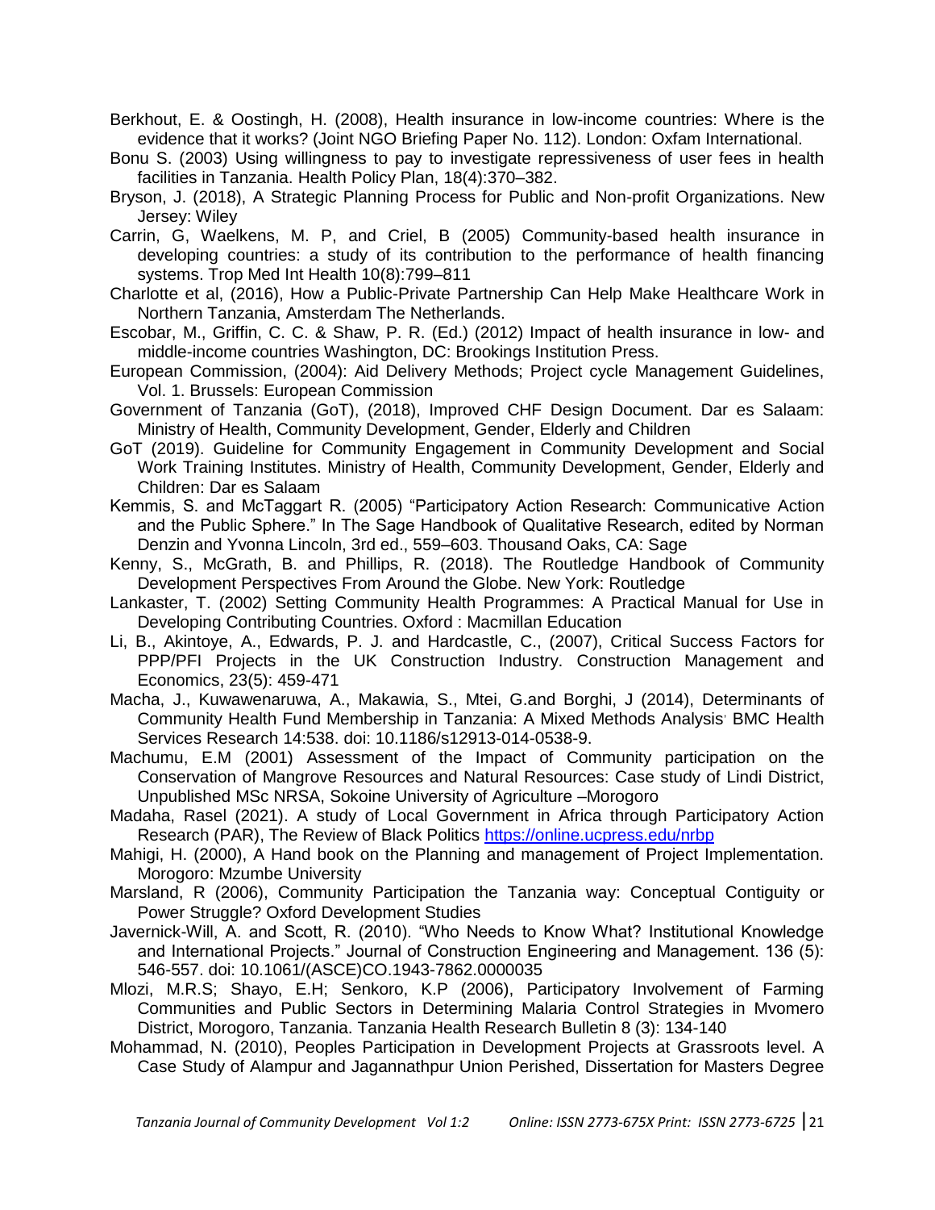Berkhout, E. & Oostingh, H. (2008), Health insurance in low-income countries: Where is the evidence that it works? (Joint NGO Briefing Paper No. 112). London: Oxfam International.

Bonu S. (2003) Using willingness to pay to investigate repressiveness of user fees in health facilities in Tanzania. Health Policy Plan, 18(4):370–382.

Bryson, J. (2018), A Strategic Planning Process for Public and Non-profit Organizations. New Jersey: Wiley

Carrin, G, Waelkens, M. P, and Criel, B (2005) Community-based health insurance in developing countries: a study of its contribution to the performance of health financing systems. Trop Med Int Health 10(8):799–811

Charlotte et al, (2016), How a Public-Private Partnership Can Help Make Healthcare Work in Northern Tanzania, Amsterdam The Netherlands.

Escobar, M., Griffin, C. C. & Shaw, P. R. (Ed.) (2012) Impact of health insurance in low- and middle-income countries Washington, DC: Brookings Institution Press.

European Commission, (2004): Aid Delivery Methods; Project cycle Management Guidelines, Vol. 1. Brussels: European Commission

Government of Tanzania (GoT), (2018), Improved CHF Design Document. Dar es Salaam: Ministry of Health, Community Development, Gender, Elderly and Children

GoT (2019). Guideline for Community Engagement in Community Development and Social Work Training Institutes. Ministry of Health, Community Development, Gender, Elderly and Children: Dar es Salaam

Kemmis, S. and McTaggart R. (2005) "Participatory Action Research: Communicative Action and the Public Sphere." In The Sage Handbook of Qualitative Research, edited by Norman Denzin and Yvonna Lincoln, 3rd ed., 559–603. Thousand Oaks, CA: Sage

Kenny, S., McGrath, B. and Phillips, R. (2018). The Routledge Handbook of Community Development Perspectives From Around the Globe. New York: Routledge

Lankaster, T. (2002) Setting Community Health Programmes: A Practical Manual for Use in Developing Contributing Countries. Oxford : Macmillan Education

Li, B., Akintoye, A., Edwards, P. J. and Hardcastle, C., (2007), Critical Success Factors for PPP/PFI Projects in the UK Construction Industry. Construction Management and Economics, 23(5): 459-471

Macha, J., Kuwawenaruwa, A., Makawia, S., Mtei, G.and Borghi, J (2014), Determinants of Community Health Fund Membership in Tanzania: A Mixed Methods Analysis' BMC Health Services Research 14:538. doi: 10.1186/s12913-014-0538-9.

Machumu, E.M (2001) Assessment of the Impact of Community participation on the Conservation of Mangrove Resources and Natural Resources: Case study of Lindi District, Unpublished MSc NRSA, Sokoine University of Agriculture –Morogoro

Madaha, Rasel (2021). A study of Local Government in Africa through Participatory Action Research (PAR), The Review of Black Politics https://online.ucpress.edu/nrbp

Mahigi, H. (2000), A Hand book on the Planning and management of Project Implementation. Morogoro: Mzumbe University

Marsland, R (2006), Community Participation the Tanzania way: Conceptual Contiguity or Power Struggle? Oxford Development Studies

Javernick-Will, A. and Scott, R. (2010). "Who Needs to Know What? Institutional Knowledge and International Projects." Journal of Construction Engineering and Management. 136 (5): 546-557. doi: 10.1061/(ASCE)CO.1943-7862.0000035

Mlozi, M.R.S; Shayo, E.H; Senkoro, K.P (2006), Participatory Involvement of Farming Communities and Public Sectors in Determining Malaria Control Strategies in Mvomero District, Morogoro, Tanzania. Tanzania Health Research Bulletin 8 (3): 134-140

Mohammad, N. (2010), Peoples Participation in Development Projects at Grassroots level. A Case Study of Alampur and Jagannathpur Union Perished, Dissertation for Masters Degree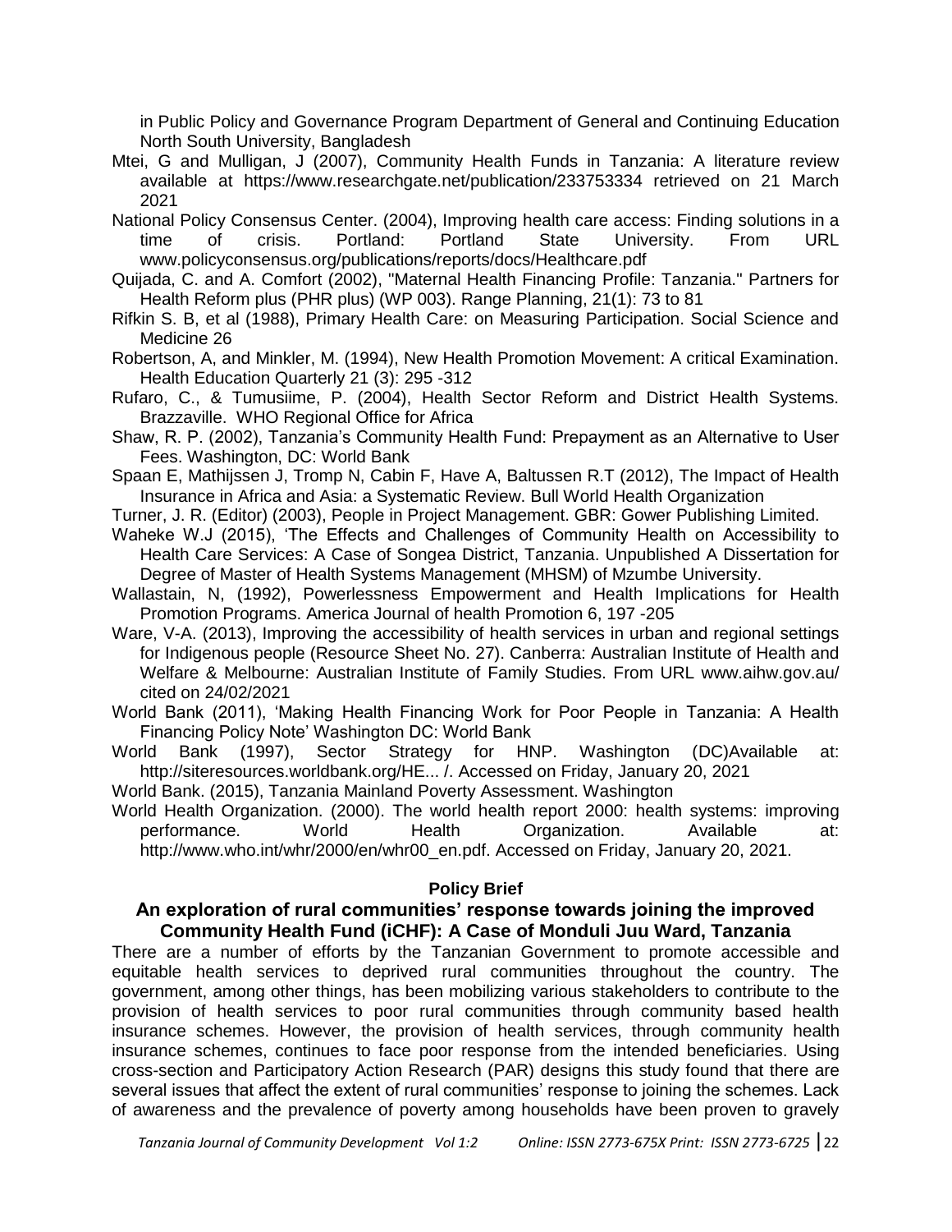in Public Policy and Governance Program Department of General and Continuing Education North South University, Bangladesh

Mtei, G and Mulligan, J (2007), Community Health Funds in Tanzania: A literature review available at https://www.researchgate.net/publication/233753334 retrieved on 21 March 2021

National Policy Consensus Center. (2004), Improving health care access: Finding solutions in a time of crisis. Portland: Portland State University. From URL www.policyconsensus.org/publications/reports/docs/Healthcare.pdf

Quijada, C. and A. Comfort (2002), "Maternal Health Financing Profile: Tanzania." Partners for Health Reform plus (PHR plus) (WP 003). Range Planning, 21(1): 73 to 81

Rifkin S. B, et al (1988), Primary Health Care: on Measuring Participation. Social Science and Medicine 26

Robertson, A, and Minkler, M. (1994), New Health Promotion Movement: A critical Examination. Health Education Quarterly 21 (3): 295 -312

Rufaro, C., & Tumusiime, P. (2004), Health Sector Reform and District Health Systems. Brazzaville. WHO Regional Office for Africa

Shaw, R. P. (2002), Tanzania's Community Health Fund: Prepayment as an Alternative to User Fees. Washington, DC: World Bank

Spaan E, Mathijssen J, Tromp N, Cabin F, Have A, Baltussen R.T (2012), The Impact of Health Insurance in Africa and Asia: a Systematic Review. Bull World Health Organization

Turner, J. R. (Editor) (2003), People in Project Management. GBR: Gower Publishing Limited.

Waheke W.J (2015), 'The Effects and Challenges of Community Health on Accessibility to Health Care Services: A Case of Songea District, Tanzania. Unpublished A Dissertation for Degree of Master of Health Systems Management (MHSM) of Mzumbe University.

Wallastain, N, (1992), Powerlessness Empowerment and Health Implications for Health Promotion Programs. America Journal of health Promotion 6, 197 -205

Ware, V-A. (2013), Improving the accessibility of health services in urban and regional settings for Indigenous people (Resource Sheet No. 27). Canberra: Australian Institute of Health and Welfare & Melbourne: Australian Institute of Family Studies. From URL www.aihw.gov.au/ cited on 24/02/2021

World Bank (2011), 'Making Health Financing Work for Poor People in Tanzania: A Health Financing Policy Note' Washington DC: World Bank

World Bank (1997), Sector Strategy for HNP. Washington (DC)Available at: http://siteresources.worldbank.org/HE... /. Accessed on Friday, January 20, 2021

World Bank. (2015), Tanzania Mainland Poverty Assessment. Washington

World Health Organization. (2000). The world health report 2000: health systems: improving performance. World Health Organization. Available at: http://www.who.int/whr/2000/en/whr00_en.pdf. Accessed on Friday, January 20, 2021.

**Policy Brief**

## An exploration of rural communities' response towards joining the improved Community Health Fund (iCHF): A Case of Monduli Juu Ward, Tanzania

There are a number of efforts by the Tanzanian Government to promote accessible and equitable health services to deprived rural communities throughout the country. The government, among other things, has been mobilizing various stakeholders to contribute to the provision of health services to poor rural communities through community based health insurance schemes. However, the provision of health services, through community health insurance schemes, continues to face poor response from the intended beneficiaries. Using cross-section and Participatory Action Research (PAR) designs this study found that there are several issues that affect the extent of rural communities' response to joining the schemes. Lack of awareness and the prevalence of poverty among households have been proven to gravely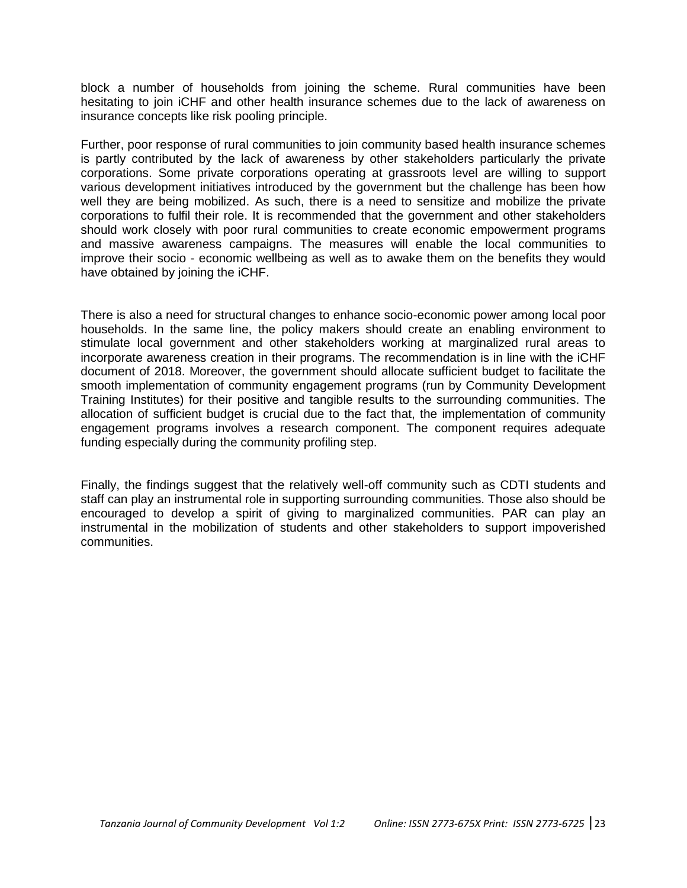block a number of households from joining the scheme. Rural communities have been hesitating to join iCHF and other health insurance schemes due to the lack of awareness on insurance concepts like risk pooling principle.

Further, poor response of rural communities to join community based health insurance schemes is partly contributed by the lack of awareness by other stakeholders particularly the private corporations. Some private corporations operating at grassroots level are willing to support various development initiatives introduced by the government but the challenge has been how well they are being mobilized. As such, there is a need to sensitize and mobilize the private corporations to fulfil their role. It is recommended that the government and other stakeholders should work closely with poor rural communities to create economic empowerment programs and massive awareness campaigns. The measures will enable the local communities to improve their socio - economic wellbeing as well as to awake them on the benefits they would have obtained by joining the iCHF.

There is also a need for structural changes to enhance socio-economic power among local poor households. In the same line, the policy makers should create an enabling environment to stimulate local government and other stakeholders working at marginalized rural areas to incorporate awareness creation in their programs. The recommendation is in line with the iCHF document of 2018. Moreover, the government should allocate sufficient budget to facilitate the smooth implementation of community engagement programs (run by Community Development Training Institutes) for their positive and tangible results to the surrounding communities. The allocation of sufficient budget is crucial due to the fact that, the implementation of community engagement programs involves a research component. The component requires adequate funding especially during the community profiling step.

Finally, the findings suggest that the relatively well-off community such as CDTI students and staff can play an instrumental role in supporting surrounding communities. Those also should be encouraged to develop a spirit of giving to marginalized communities. PAR can play an instrumental in the mobilization of students and other stakeholders to support impoverished communities.